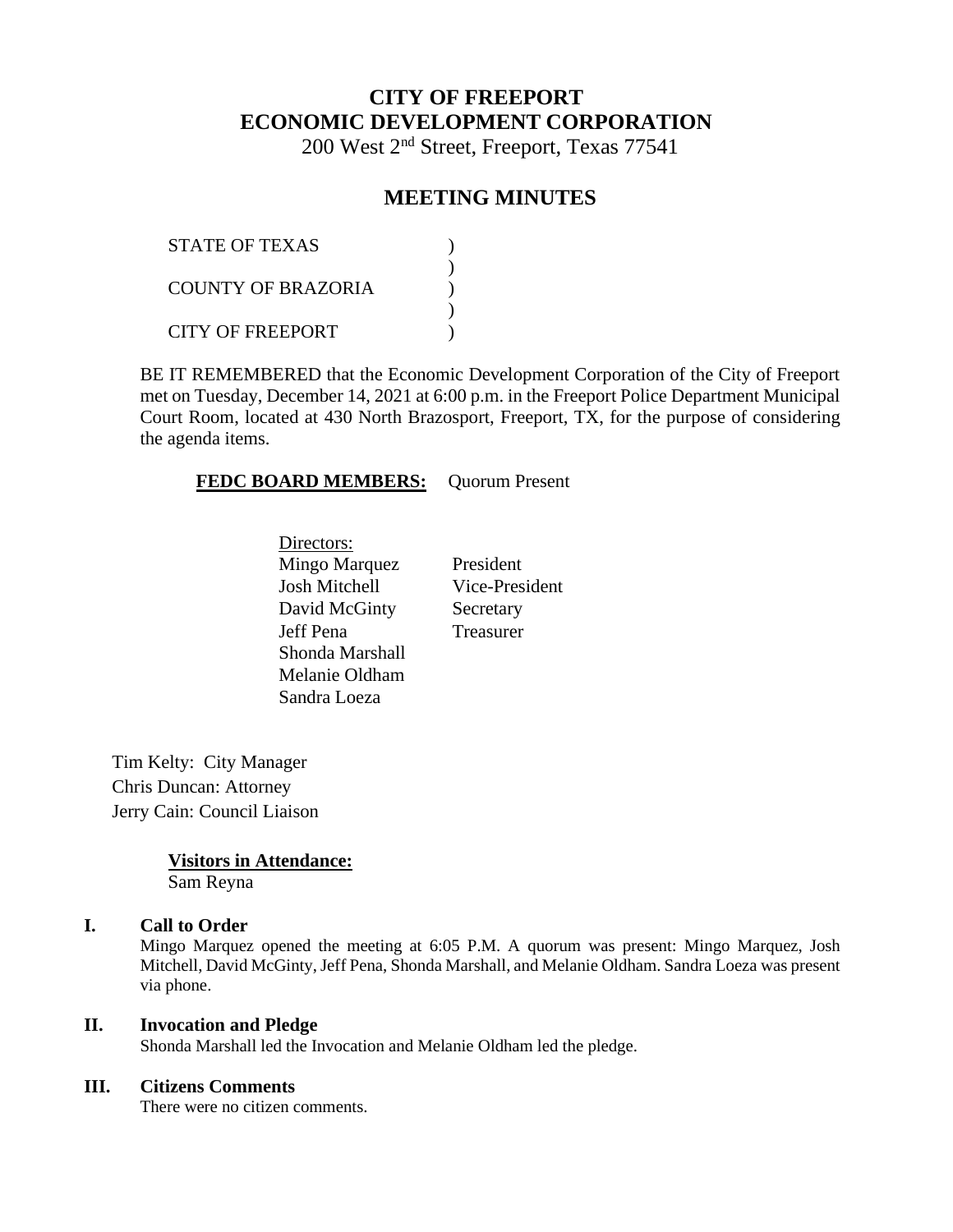# CITY OF FREEPORT
# ECONOMIC DEVELOPMENT CORPORATION

200 West 2nd Street, Freeport, Texas 77541

## MEETING MINUTES

STATE OF TEXAS )
)
COUNTY OF BRAZORIA )
)
CITY OF FREEPORT )

BE IT REMEMBERED that the Economic Development Corporation of the City of Freeport met on Tuesday, December 14, 2021 at 6:00 p.m. in the Freeport Police Department Municipal Court Room, located at 430 North Brazosport, Freeport, TX, for the purpose of considering the agenda items.

**FEDC BOARD MEMBERS:** Quorum Present

Directors:

| | |
|---|---|
| Mingo Marquez | President |
| Josh Mitchell | Vice-President |
| David McGinty | Secretary |
| Jeff Pena | Treasurer |
| Shonda Marshall | |
| Melanie Oldham | |
| Sandra Loeza | |

Tim Kelty: City Manager
Chris Duncan: Attorney
Jerry Cain: Council Liaison

**Visitors in Attendance:**
Sam Reyna

### I. Call to Order

Mingo Marquez opened the meeting at 6:05 P.M. A quorum was present: Mingo Marquez, Josh Mitchell, David McGinty, Jeff Pena, Shonda Marshall, and Melanie Oldham. Sandra Loeza was present via phone.

### II. Invocation and Pledge

Shonda Marshall led the Invocation and Melanie Oldham led the pledge.

### III. Citizens Comments

There were no citizen comments.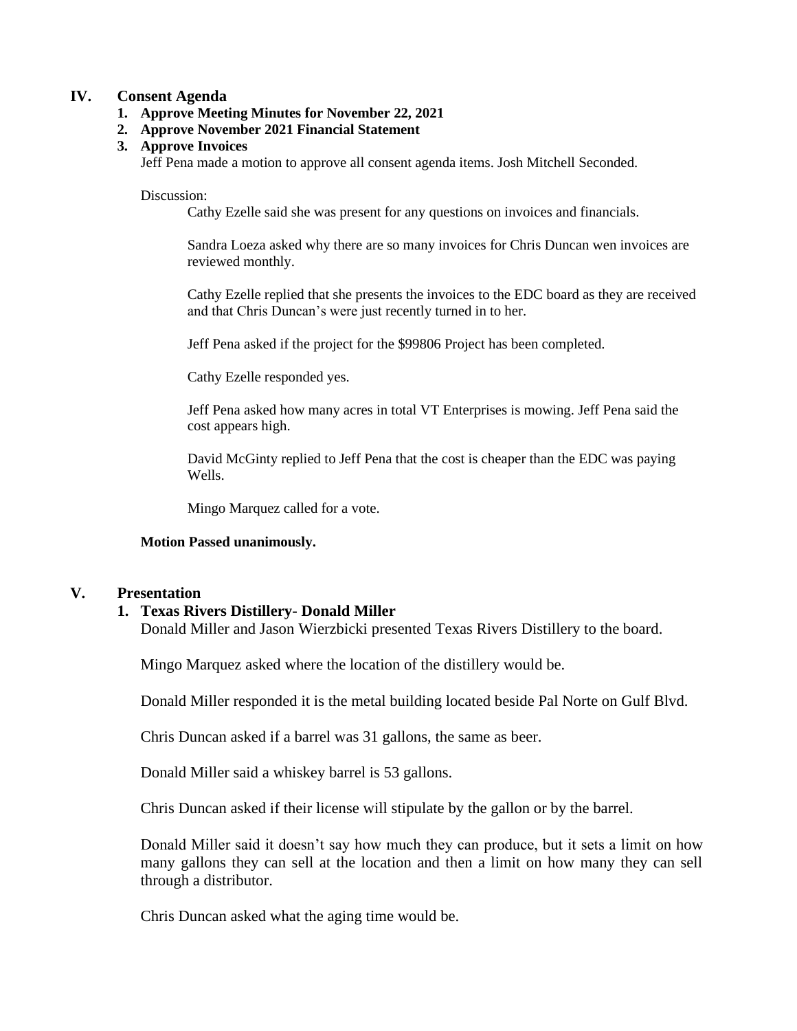## IV. Consent Agenda

1. **Approve Meeting Minutes for November 22, 2021**
2. **Approve November 2021 Financial Statement**
3. **Approve Invoices**

Jeff Pena made a motion to approve all consent agenda items. Josh Mitchell Seconded.

Discussion:

Cathy Ezelle said she was present for any questions on invoices and financials.

Sandra Loeza asked why there are so many invoices for Chris Duncan wen invoices are reviewed monthly.

Cathy Ezelle replied that she presents the invoices to the EDC board as they are received and that Chris Duncan's were just recently turned in to her.

Jeff Pena asked if the project for the $99806 Project has been completed.

Cathy Ezelle responded yes.

Jeff Pena asked how many acres in total VT Enterprises is mowing. Jeff Pena said the cost appears high.

David McGinty replied to Jeff Pena that the cost is cheaper than the EDC was paying Wells.

Mingo Marquez called for a vote.

**Motion Passed unanimously.**

## V. Presentation

1. **Texas Rivers Distillery- Donald Miller**

Donald Miller and Jason Wierzbicki presented Texas Rivers Distillery to the board.

Mingo Marquez asked where the location of the distillery would be.

Donald Miller responded it is the metal building located beside Pal Norte on Gulf Blvd.

Chris Duncan asked if a barrel was 31 gallons, the same as beer.

Donald Miller said a whiskey barrel is 53 gallons.

Chris Duncan asked if their license will stipulate by the gallon or by the barrel.

Donald Miller said it doesn't say how much they can produce, but it sets a limit on how many gallons they can sell at the location and then a limit on how many they can sell through a distributor.

Chris Duncan asked what the aging time would be.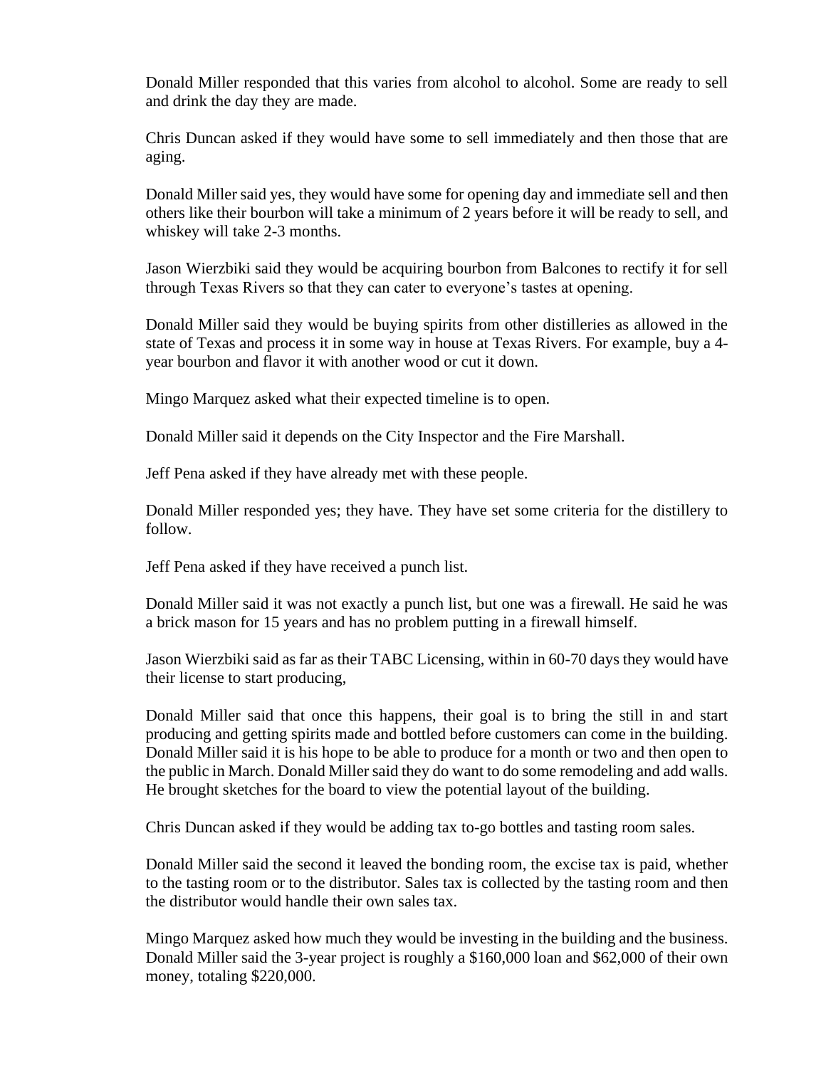Donald Miller responded that this varies from alcohol to alcohol. Some are ready to sell and drink the day they are made.

Chris Duncan asked if they would have some to sell immediately and then those that are aging.

Donald Miller said yes, they would have some for opening day and immediate sell and then others like their bourbon will take a minimum of 2 years before it will be ready to sell, and whiskey will take 2-3 months.

Jason Wierzbiki said they would be acquiring bourbon from Balcones to rectify it for sell through Texas Rivers so that they can cater to everyone's tastes at opening.

Donald Miller said they would be buying spirits from other distilleries as allowed in the state of Texas and process it in some way in house at Texas Rivers. For example, buy a 4-year bourbon and flavor it with another wood or cut it down.

Mingo Marquez asked what their expected timeline is to open.

Donald Miller said it depends on the City Inspector and the Fire Marshall.

Jeff Pena asked if they have already met with these people.

Donald Miller responded yes; they have. They have set some criteria for the distillery to follow.

Jeff Pena asked if they have received a punch list.

Donald Miller said it was not exactly a punch list, but one was a firewall. He said he was a brick mason for 15 years and has no problem putting in a firewall himself.

Jason Wierzbiki said as far as their TABC Licensing, within in 60-70 days they would have their license to start producing,

Donald Miller said that once this happens, their goal is to bring the still in and start producing and getting spirits made and bottled before customers can come in the building. Donald Miller said it is his hope to be able to produce for a month or two and then open to the public in March. Donald Miller said they do want to do some remodeling and add walls. He brought sketches for the board to view the potential layout of the building.

Chris Duncan asked if they would be adding tax to-go bottles and tasting room sales.

Donald Miller said the second it leaved the bonding room, the excise tax is paid, whether to the tasting room or to the distributor. Sales tax is collected by the tasting room and then the distributor would handle their own sales tax.

Mingo Marquez asked how much they would be investing in the building and the business. Donald Miller said the 3-year project is roughly a $160,000 loan and $62,000 of their own money, totaling $220,000.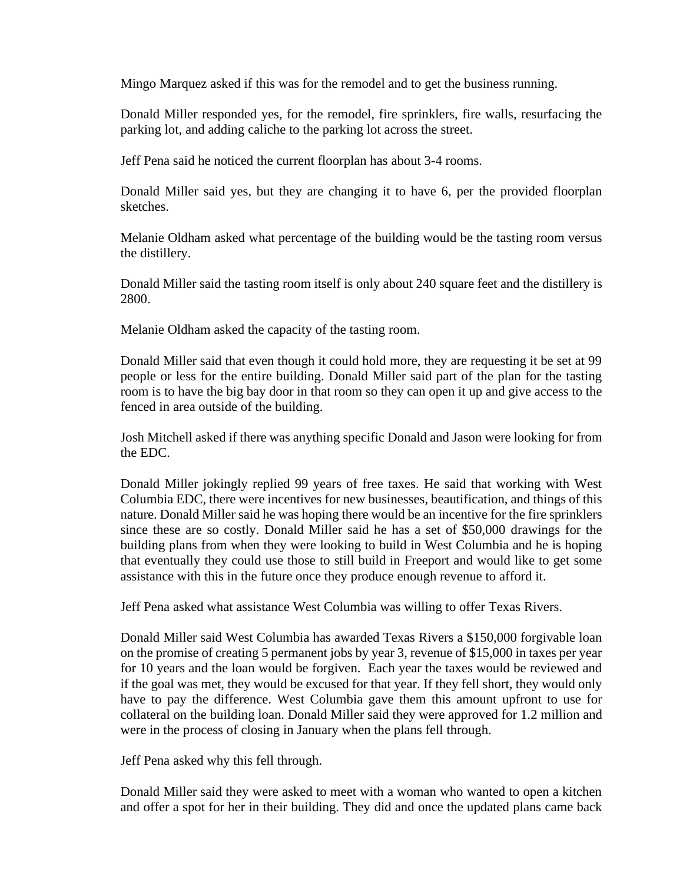Mingo Marquez asked if this was for the remodel and to get the business running.

Donald Miller responded yes, for the remodel, fire sprinklers, fire walls, resurfacing the parking lot, and adding caliche to the parking lot across the street.

Jeff Pena said he noticed the current floorplan has about 3-4 rooms.

Donald Miller said yes, but they are changing it to have 6, per the provided floorplan sketches.

Melanie Oldham asked what percentage of the building would be the tasting room versus the distillery.

Donald Miller said the tasting room itself is only about 240 square feet and the distillery is 2800.

Melanie Oldham asked the capacity of the tasting room.

Donald Miller said that even though it could hold more, they are requesting it be set at 99 people or less for the entire building. Donald Miller said part of the plan for the tasting room is to have the big bay door in that room so they can open it up and give access to the fenced in area outside of the building.

Josh Mitchell asked if there was anything specific Donald and Jason were looking for from the EDC.

Donald Miller jokingly replied 99 years of free taxes. He said that working with West Columbia EDC, there were incentives for new businesses, beautification, and things of this nature. Donald Miller said he was hoping there would be an incentive for the fire sprinklers since these are so costly. Donald Miller said he has a set of $50,000 drawings for the building plans from when they were looking to build in West Columbia and he is hoping that eventually they could use those to still build in Freeport and would like to get some assistance with this in the future once they produce enough revenue to afford it.

Jeff Pena asked what assistance West Columbia was willing to offer Texas Rivers.

Donald Miller said West Columbia has awarded Texas Rivers a $150,000 forgivable loan on the promise of creating 5 permanent jobs by year 3, revenue of $15,000 in taxes per year for 10 years and the loan would be forgiven. Each year the taxes would be reviewed and if the goal was met, they would be excused for that year. If they fell short, they would only have to pay the difference. West Columbia gave them this amount upfront to use for collateral on the building loan. Donald Miller said they were approved for 1.2 million and were in the process of closing in January when the plans fell through.

Jeff Pena asked why this fell through.

Donald Miller said they were asked to meet with a woman who wanted to open a kitchen and offer a spot for her in their building. They did and once the updated plans came back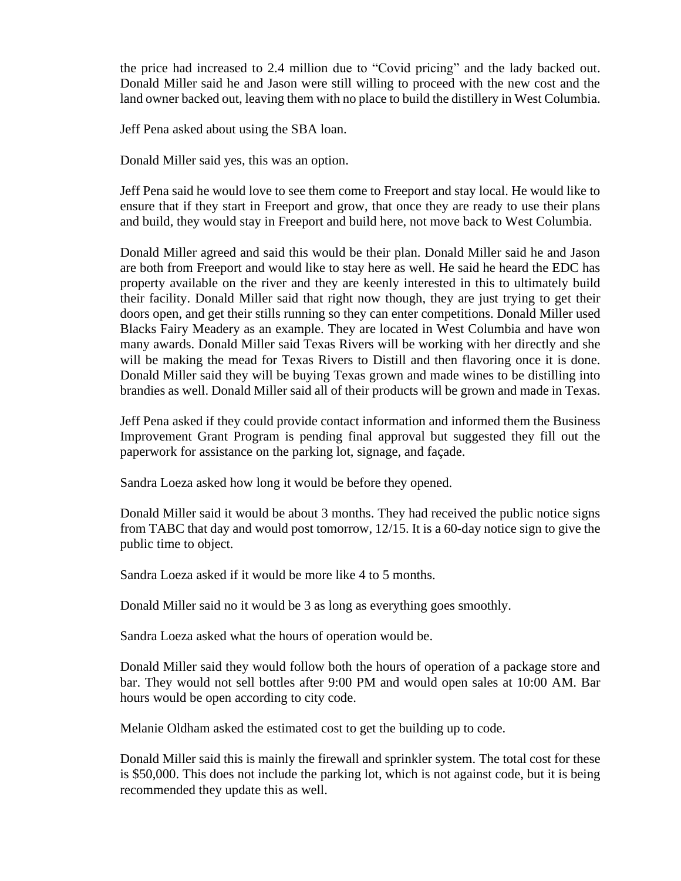the price had increased to 2.4 million due to "Covid pricing" and the lady backed out. Donald Miller said he and Jason were still willing to proceed with the new cost and the land owner backed out, leaving them with no place to build the distillery in West Columbia.

Jeff Pena asked about using the SBA loan.

Donald Miller said yes, this was an option.

Jeff Pena said he would love to see them come to Freeport and stay local. He would like to ensure that if they start in Freeport and grow, that once they are ready to use their plans and build, they would stay in Freeport and build here, not move back to West Columbia.

Donald Miller agreed and said this would be their plan. Donald Miller said he and Jason are both from Freeport and would like to stay here as well. He said he heard the EDC has property available on the river and they are keenly interested in this to ultimately build their facility. Donald Miller said that right now though, they are just trying to get their doors open, and get their stills running so they can enter competitions. Donald Miller used Blacks Fairy Meadery as an example. They are located in West Columbia and have won many awards. Donald Miller said Texas Rivers will be working with her directly and she will be making the mead for Texas Rivers to Distill and then flavoring once it is done. Donald Miller said they will be buying Texas grown and made wines to be distilling into brandies as well. Donald Miller said all of their products will be grown and made in Texas.

Jeff Pena asked if they could provide contact information and informed them the Business Improvement Grant Program is pending final approval but suggested they fill out the paperwork for assistance on the parking lot, signage, and façade.

Sandra Loeza asked how long it would be before they opened.

Donald Miller said it would be about 3 months. They had received the public notice signs from TABC that day and would post tomorrow, 12/15. It is a 60-day notice sign to give the public time to object.

Sandra Loeza asked if it would be more like 4 to 5 months.

Donald Miller said no it would be 3 as long as everything goes smoothly.

Sandra Loeza asked what the hours of operation would be.

Donald Miller said they would follow both the hours of operation of a package store and bar. They would not sell bottles after 9:00 PM and would open sales at 10:00 AM. Bar hours would be open according to city code.

Melanie Oldham asked the estimated cost to get the building up to code.

Donald Miller said this is mainly the firewall and sprinkler system. The total cost for these is $50,000. This does not include the parking lot, which is not against code, but it is being recommended they update this as well.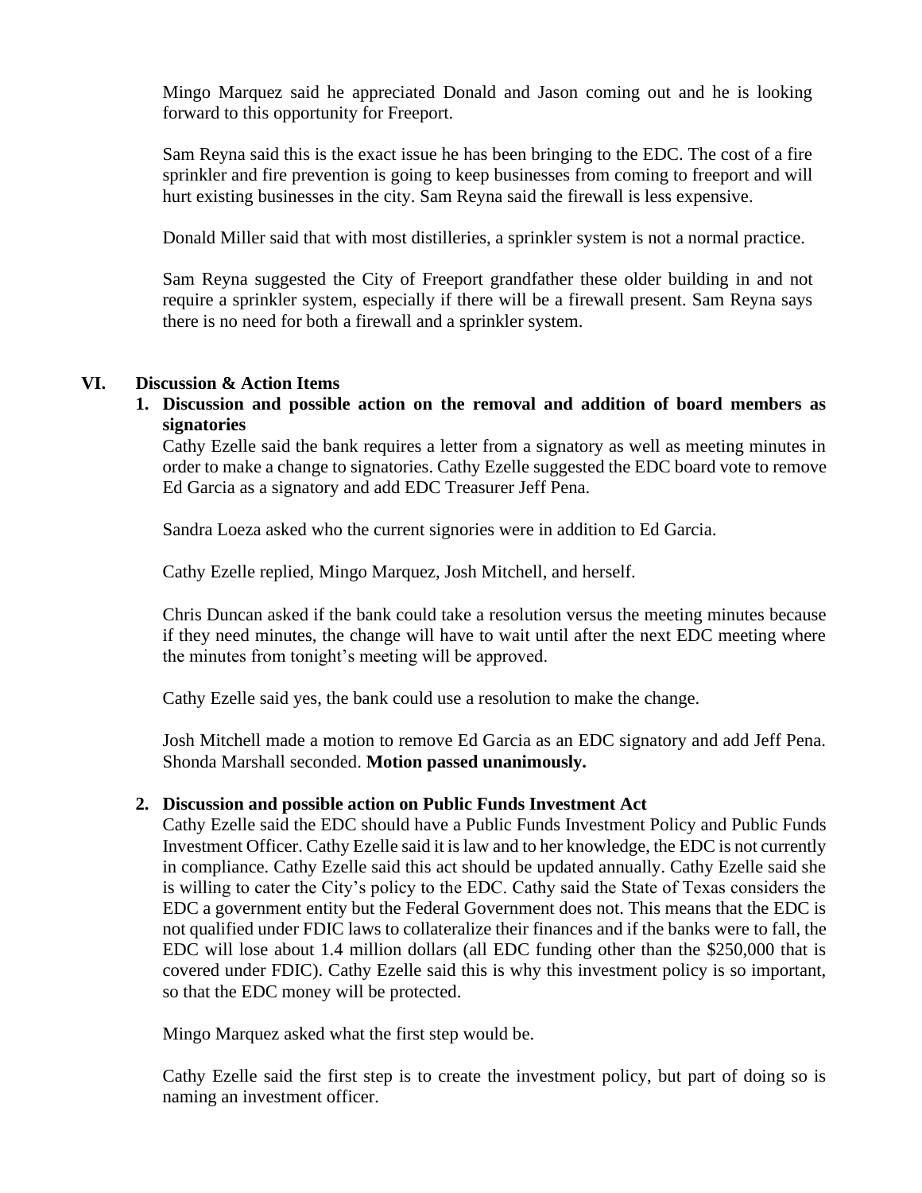Mingo Marquez said he appreciated Donald and Jason coming out and he is looking forward to this opportunity for Freeport.

Sam Reyna said this is the exact issue he has been bringing to the EDC. The cost of a fire sprinkler and fire prevention is going to keep businesses from coming to freeport and will hurt existing businesses in the city. Sam Reyna said the firewall is less expensive.

Donald Miller said that with most distilleries, a sprinkler system is not a normal practice.

Sam Reyna suggested the City of Freeport grandfather these older building in and not require a sprinkler system, especially if there will be a firewall present. Sam Reyna says there is no need for both a firewall and a sprinkler system.

## VI. Discussion & Action Items

### 1. Discussion and possible action on the removal and addition of board members as signatories

Cathy Ezelle said the bank requires a letter from a signatory as well as meeting minutes in order to make a change to signatories. Cathy Ezelle suggested the EDC board vote to remove Ed Garcia as a signatory and add EDC Treasurer Jeff Pena.

Sandra Loeza asked who the current signories were in addition to Ed Garcia.

Cathy Ezelle replied, Mingo Marquez, Josh Mitchell, and herself.

Chris Duncan asked if the bank could take a resolution versus the meeting minutes because if they need minutes, the change will have to wait until after the next EDC meeting where the minutes from tonight's meeting will be approved.

Cathy Ezelle said yes, the bank could use a resolution to make the change.

Josh Mitchell made a motion to remove Ed Garcia as an EDC signatory and add Jeff Pena. Shonda Marshall seconded. **Motion passed unanimously.**

### 2. Discussion and possible action on Public Funds Investment Act

Cathy Ezelle said the EDC should have a Public Funds Investment Policy and Public Funds Investment Officer. Cathy Ezelle said it is law and to her knowledge, the EDC is not currently in compliance. Cathy Ezelle said this act should be updated annually. Cathy Ezelle said she is willing to cater the City's policy to the EDC. Cathy said the State of Texas considers the EDC a government entity but the Federal Government does not. This means that the EDC is not qualified under FDIC laws to collateralize their finances and if the banks were to fall, the EDC will lose about 1.4 million dollars (all EDC funding other than the $250,000 that is covered under FDIC). Cathy Ezelle said this is why this investment policy is so important, so that the EDC money will be protected.

Mingo Marquez asked what the first step would be.

Cathy Ezelle said the first step is to create the investment policy, but part of doing so is naming an investment officer.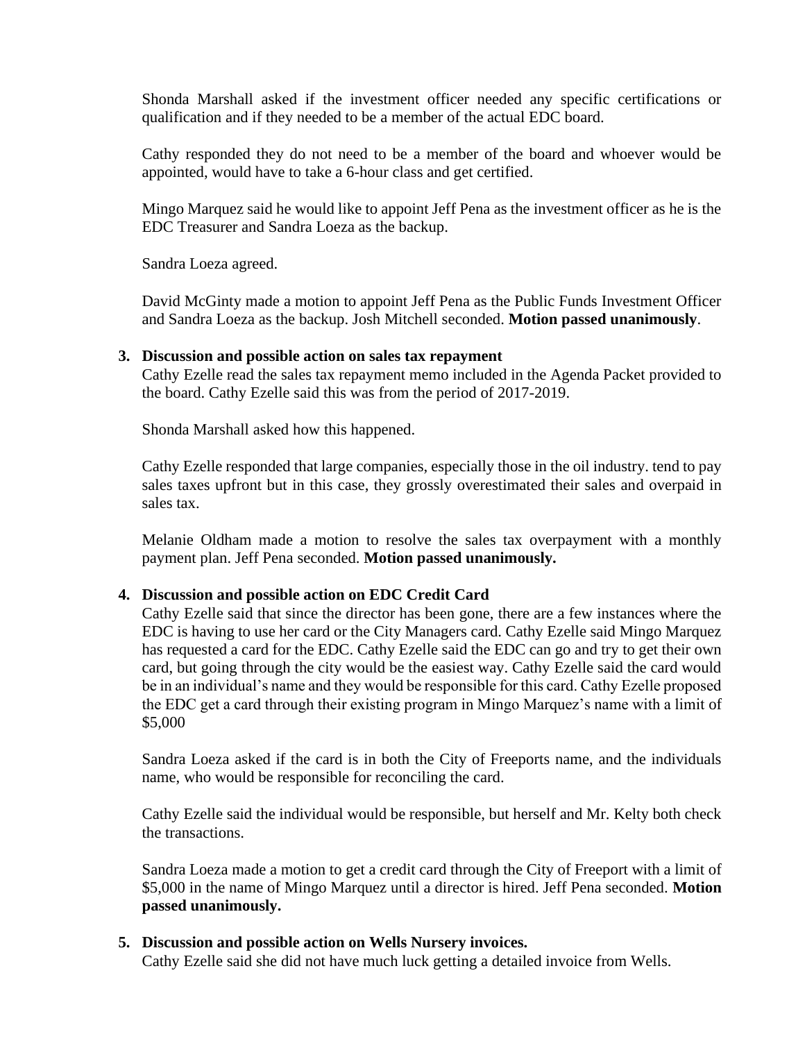Shonda Marshall asked if the investment officer needed any specific certifications or qualification and if they needed to be a member of the actual EDC board.

Cathy responded they do not need to be a member of the board and whoever would be appointed, would have to take a 6-hour class and get certified.

Mingo Marquez said he would like to appoint Jeff Pena as the investment officer as he is the EDC Treasurer and Sandra Loeza as the backup.

Sandra Loeza agreed.

David McGinty made a motion to appoint Jeff Pena as the Public Funds Investment Officer and Sandra Loeza as the backup. Josh Mitchell seconded. **Motion passed unanimously**.

3. **Discussion and possible action on sales tax repayment**

   Cathy Ezelle read the sales tax repayment memo included in the Agenda Packet provided to the board. Cathy Ezelle said this was from the period of 2017-2019.

   Shonda Marshall asked how this happened.

   Cathy Ezelle responded that large companies, especially those in the oil industry. tend to pay sales taxes upfront but in this case, they grossly overestimated their sales and overpaid in sales tax.

   Melanie Oldham made a motion to resolve the sales tax overpayment with a monthly payment plan. Jeff Pena seconded. **Motion passed unanimously.**

4. **Discussion and possible action on EDC Credit Card**

   Cathy Ezelle said that since the director has been gone, there are a few instances where the EDC is having to use her card or the City Managers card. Cathy Ezelle said Mingo Marquez has requested a card for the EDC. Cathy Ezelle said the EDC can go and try to get their own card, but going through the city would be the easiest way. Cathy Ezelle said the card would be in an individual's name and they would be responsible for this card. Cathy Ezelle proposed the EDC get a card through their existing program in Mingo Marquez's name with a limit of $5,000

   Sandra Loeza asked if the card is in both the City of Freeports name, and the individuals name, who would be responsible for reconciling the card.

   Cathy Ezelle said the individual would be responsible, but herself and Mr. Kelty both check the transactions.

   Sandra Loeza made a motion to get a credit card through the City of Freeport with a limit of $5,000 in the name of Mingo Marquez until a director is hired. Jeff Pena seconded. **Motion passed unanimously.**

5. **Discussion and possible action on Wells Nursery invoices.**

   Cathy Ezelle said she did not have much luck getting a detailed invoice from Wells.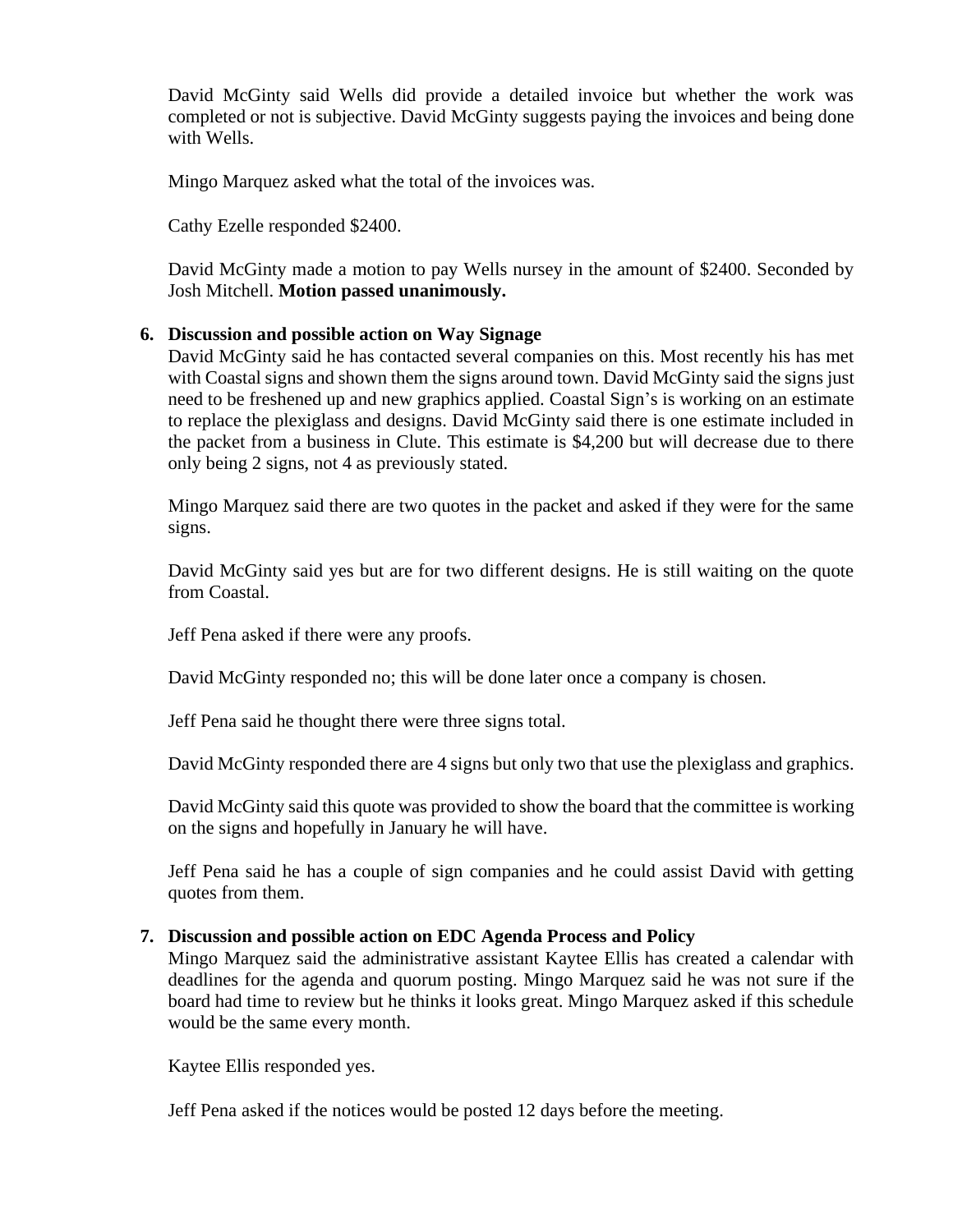David McGinty said Wells did provide a detailed invoice but whether the work was completed or not is subjective. David McGinty suggests paying the invoices and being done with Wells.

Mingo Marquez asked what the total of the invoices was.

Cathy Ezelle responded $2400.

David McGinty made a motion to pay Wells nursey in the amount of $2400. Seconded by Josh Mitchell. **Motion passed unanimously.**

**6. Discussion and possible action on Way Signage**

David McGinty said he has contacted several companies on this. Most recently his has met with Coastal signs and shown them the signs around town. David McGinty said the signs just need to be freshened up and new graphics applied. Coastal Sign's is working on an estimate to replace the plexiglass and designs. David McGinty said there is one estimate included in the packet from a business in Clute. This estimate is $4,200 but will decrease due to there only being 2 signs, not 4 as previously stated.

Mingo Marquez said there are two quotes in the packet and asked if they were for the same signs.

David McGinty said yes but are for two different designs. He is still waiting on the quote from Coastal.

Jeff Pena asked if there were any proofs.

David McGinty responded no; this will be done later once a company is chosen.

Jeff Pena said he thought there were three signs total.

David McGinty responded there are 4 signs but only two that use the plexiglass and graphics.

David McGinty said this quote was provided to show the board that the committee is working on the signs and hopefully in January he will have.

Jeff Pena said he has a couple of sign companies and he could assist David with getting quotes from them.

**7. Discussion and possible action on EDC Agenda Process and Policy**

Mingo Marquez said the administrative assistant Kaytee Ellis has created a calendar with deadlines for the agenda and quorum posting. Mingo Marquez said he was not sure if the board had time to review but he thinks it looks great. Mingo Marquez asked if this schedule would be the same every month.

Kaytee Ellis responded yes.

Jeff Pena asked if the notices would be posted 12 days before the meeting.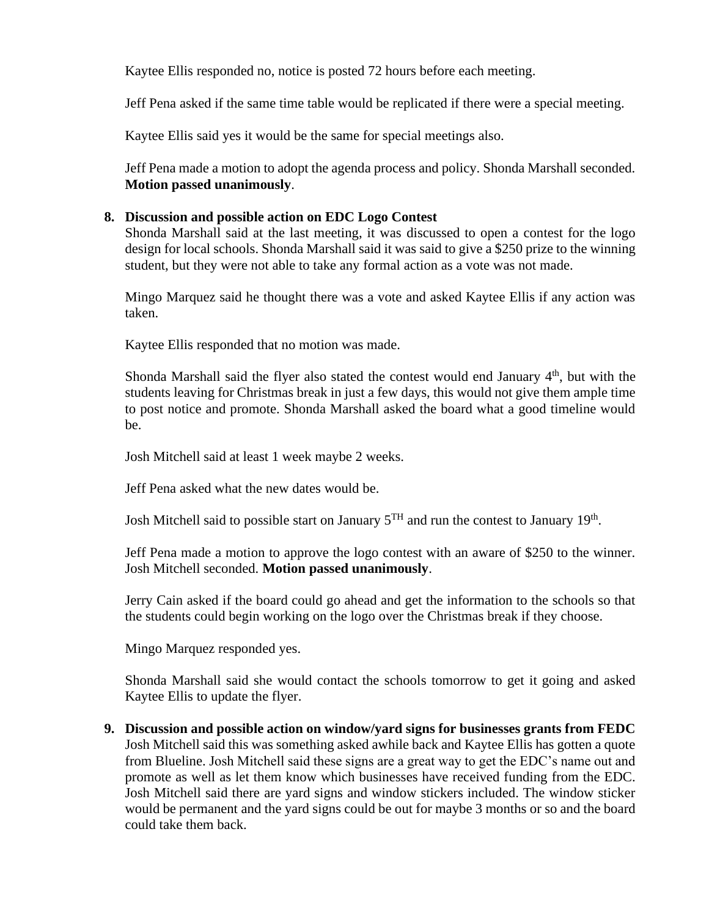Kaytee Ellis responded no, notice is posted 72 hours before each meeting.

Jeff Pena asked if the same time table would be replicated if there were a special meeting.

Kaytee Ellis said yes it would be the same for special meetings also.

Jeff Pena made a motion to adopt the agenda process and policy. Shonda Marshall seconded. **Motion passed unanimously**.

**8. Discussion and possible action on EDC Logo Contest**

Shonda Marshall said at the last meeting, it was discussed to open a contest for the logo design for local schools. Shonda Marshall said it was said to give a $250 prize to the winning student, but they were not able to take any formal action as a vote was not made.

Mingo Marquez said he thought there was a vote and asked Kaytee Ellis if any action was taken.

Kaytee Ellis responded that no motion was made.

Shonda Marshall said the flyer also stated the contest would end January 4th, but with the students leaving for Christmas break in just a few days, this would not give them ample time to post notice and promote. Shonda Marshall asked the board what a good timeline would be.

Josh Mitchell said at least 1 week maybe 2 weeks.

Jeff Pena asked what the new dates would be.

Josh Mitchell said to possible start on January 5TH and run the contest to January 19th.

Jeff Pena made a motion to approve the logo contest with an aware of $250 to the winner. Josh Mitchell seconded. **Motion passed unanimously**.

Jerry Cain asked if the board could go ahead and get the information to the schools so that the students could begin working on the logo over the Christmas break if they choose.

Mingo Marquez responded yes.

Shonda Marshall said she would contact the schools tomorrow to get it going and asked Kaytee Ellis to update the flyer.

**9. Discussion and possible action on window/yard signs for businesses grants from FEDC**

Josh Mitchell said this was something asked awhile back and Kaytee Ellis has gotten a quote from Blueline. Josh Mitchell said these signs are a great way to get the EDC's name out and promote as well as let them know which businesses have received funding from the EDC. Josh Mitchell said there are yard signs and window stickers included. The window sticker would be permanent and the yard signs could be out for maybe 3 months or so and the board could take them back.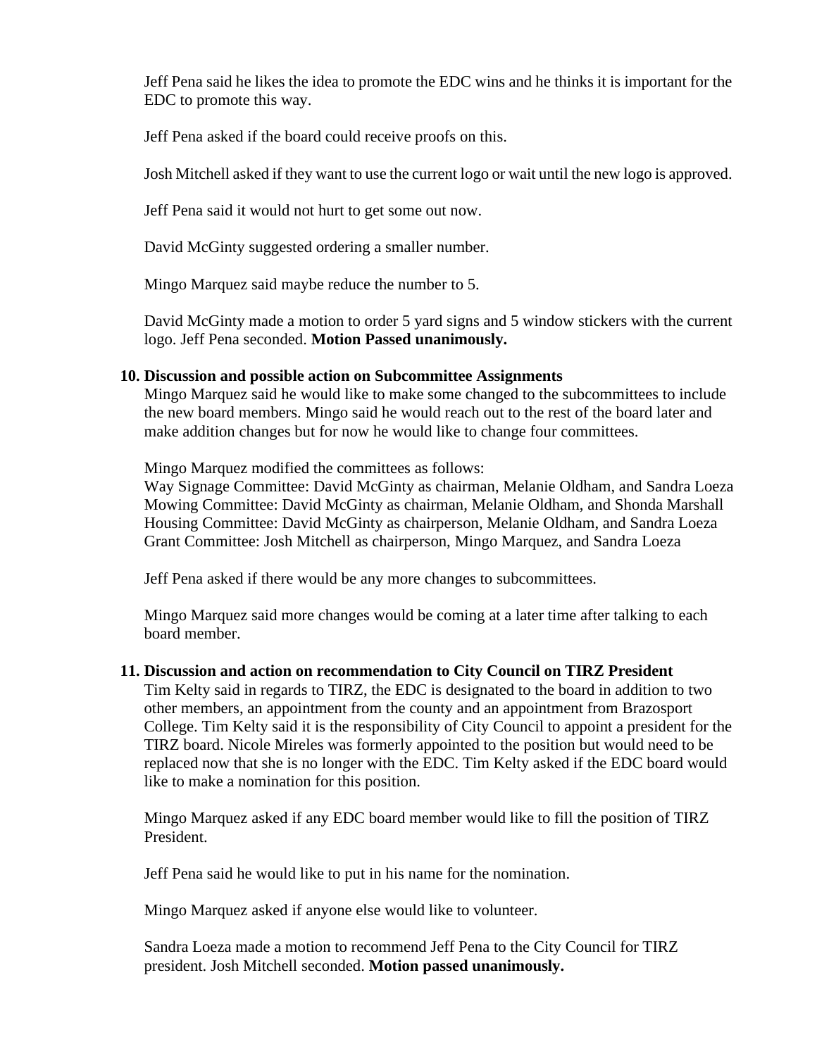Jeff Pena said he likes the idea to promote the EDC wins and he thinks it is important for the EDC to promote this way.

Jeff Pena asked if the board could receive proofs on this.

Josh Mitchell asked if they want to use the current logo or wait until the new logo is approved.

Jeff Pena said it would not hurt to get some out now.

David McGinty suggested ordering a smaller number.

Mingo Marquez said maybe reduce the number to 5.

David McGinty made a motion to order 5 yard signs and 5 window stickers with the current logo. Jeff Pena seconded. **Motion Passed unanimously.**

**10. Discussion and possible action on Subcommittee Assignments**

Mingo Marquez said he would like to make some changed to the subcommittees to include the new board members. Mingo said he would reach out to the rest of the board later and make addition changes but for now he would like to change four committees.

Mingo Marquez modified the committees as follows:
Way Signage Committee: David McGinty as chairman, Melanie Oldham, and Sandra Loeza
Mowing Committee: David McGinty as chairman, Melanie Oldham, and Shonda Marshall
Housing Committee: David McGinty as chairperson, Melanie Oldham, and Sandra Loeza
Grant Committee: Josh Mitchell as chairperson, Mingo Marquez, and Sandra Loeza

Jeff Pena asked if there would be any more changes to subcommittees.

Mingo Marquez said more changes would be coming at a later time after talking to each board member.

**11. Discussion and action on recommendation to City Council on TIRZ President**

Tim Kelty said in regards to TIRZ, the EDC is designated to the board in addition to two other members, an appointment from the county and an appointment from Brazosport College. Tim Kelty said it is the responsibility of City Council to appoint a president for the TIRZ board. Nicole Mireles was formerly appointed to the position but would need to be replaced now that she is no longer with the EDC. Tim Kelty asked if the EDC board would like to make a nomination for this position.

Mingo Marquez asked if any EDC board member would like to fill the position of TIRZ President.

Jeff Pena said he would like to put in his name for the nomination.

Mingo Marquez asked if anyone else would like to volunteer.

Sandra Loeza made a motion to recommend Jeff Pena to the City Council for TIRZ president. Josh Mitchell seconded. **Motion passed unanimously.**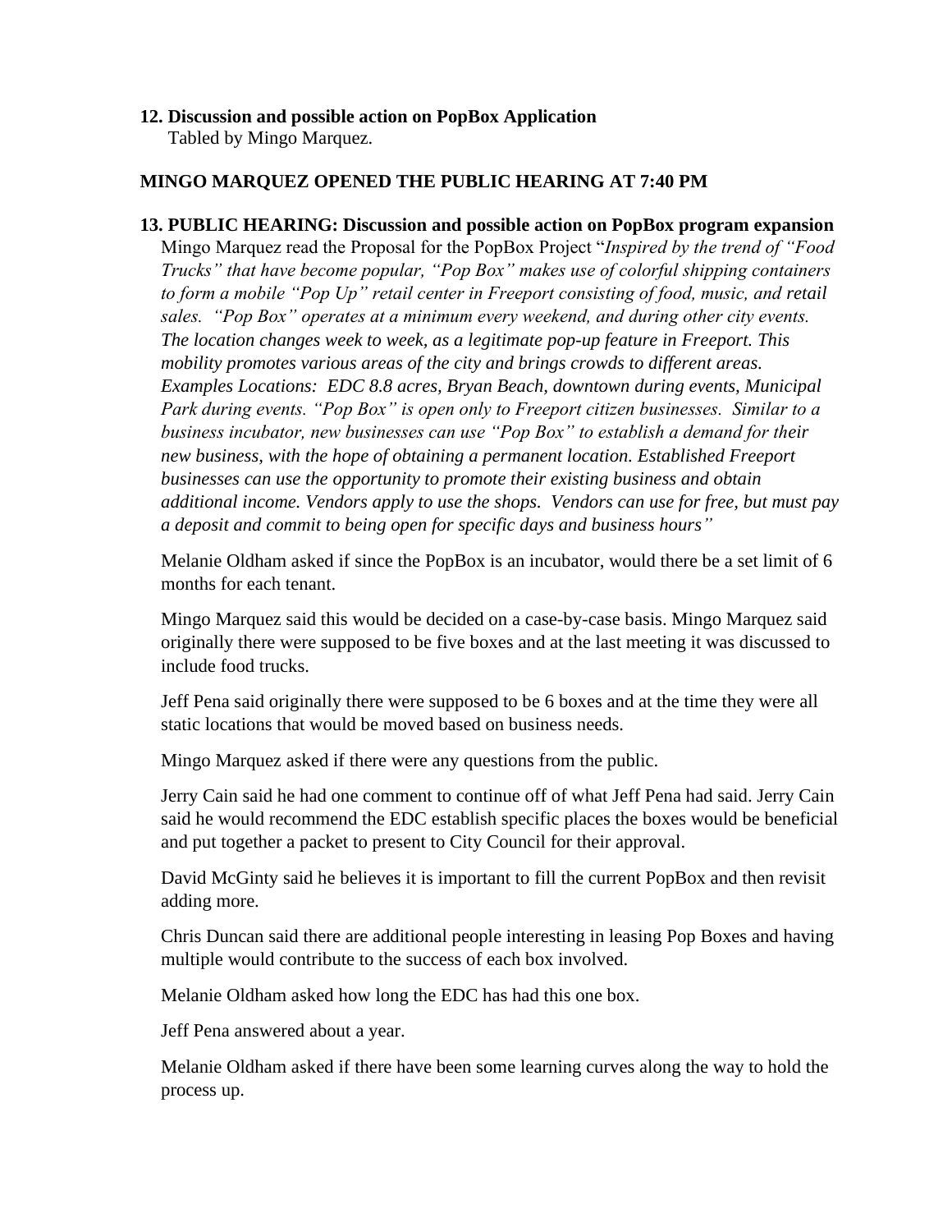**12. Discussion and possible action on PopBox Application**

Tabled by Mingo Marquez.

**MINGO MARQUEZ OPENED THE PUBLIC HEARING AT 7:40 PM**

**13. PUBLIC HEARING: Discussion and possible action on PopBox program expansion**

Mingo Marquez read the Proposal for the PopBox Project "*Inspired by the trend of "Food Trucks" that have become popular, "Pop Box" makes use of colorful shipping containers to form a mobile "Pop Up" retail center in Freeport consisting of food, music, and retail sales. "Pop Box" operates at a minimum every weekend, and during other city events. The location changes week to week, as a legitimate pop-up feature in Freeport. This mobility promotes various areas of the city and brings crowds to different areas. Examples Locations: EDC 8.8 acres, Bryan Beach, downtown during events, Municipal Park during events. "Pop Box" is open only to Freeport citizen businesses. Similar to a business incubator, new businesses can use "Pop Box" to establish a demand for their new business, with the hope of obtaining a permanent location. Established Freeport businesses can use the opportunity to promote their existing business and obtain additional income. Vendors apply to use the shops. Vendors can use for free, but must pay a deposit and commit to being open for specific days and business hours*"

Melanie Oldham asked if since the PopBox is an incubator, would there be a set limit of 6 months for each tenant.

Mingo Marquez said this would be decided on a case-by-case basis. Mingo Marquez said originally there were supposed to be five boxes and at the last meeting it was discussed to include food trucks.

Jeff Pena said originally there were supposed to be 6 boxes and at the time they were all static locations that would be moved based on business needs.

Mingo Marquez asked if there were any questions from the public.

Jerry Cain said he had one comment to continue off of what Jeff Pena had said. Jerry Cain said he would recommend the EDC establish specific places the boxes would be beneficial and put together a packet to present to City Council for their approval.

David McGinty said he believes it is important to fill the current PopBox and then revisit adding more.

Chris Duncan said there are additional people interesting in leasing Pop Boxes and having multiple would contribute to the success of each box involved.

Melanie Oldham asked how long the EDC has had this one box.

Jeff Pena answered about a year.

Melanie Oldham asked if there have been some learning curves along the way to hold the process up.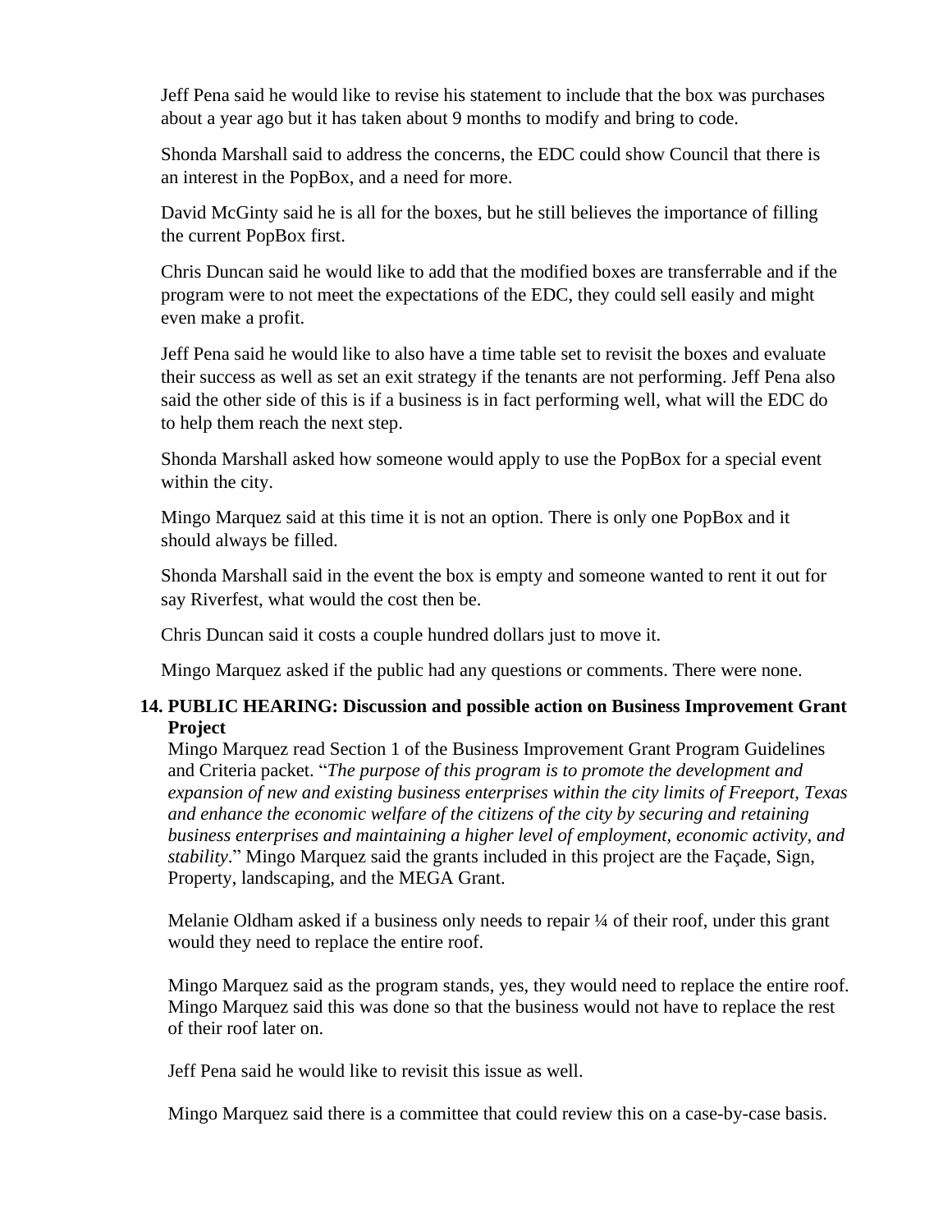Jeff Pena said he would like to revise his statement to include that the box was purchases about a year ago but it has taken about 9 months to modify and bring to code.

Shonda Marshall said to address the concerns, the EDC could show Council that there is an interest in the PopBox, and a need for more.

David McGinty said he is all for the boxes, but he still believes the importance of filling the current PopBox first.

Chris Duncan said he would like to add that the modified boxes are transferrable and if the program were to not meet the expectations of the EDC, they could sell easily and might even make a profit.

Jeff Pena said he would like to also have a time table set to revisit the boxes and evaluate their success as well as set an exit strategy if the tenants are not performing. Jeff Pena also said the other side of this is if a business is in fact performing well, what will the EDC do to help them reach the next step.

Shonda Marshall asked how someone would apply to use the PopBox for a special event within the city.

Mingo Marquez said at this time it is not an option. There is only one PopBox and it should always be filled.

Shonda Marshall said in the event the box is empty and someone wanted to rent it out for say Riverfest, what would the cost then be.

Chris Duncan said it costs a couple hundred dollars just to move it.

Mingo Marquez asked if the public had any questions or comments. There were none.

**14. PUBLIC HEARING: Discussion and possible action on Business Improvement Grant Project**

Mingo Marquez read Section 1 of the Business Improvement Grant Program Guidelines and Criteria packet. "*The purpose of this program is to promote the development and expansion of new and existing business enterprises within the city limits of Freeport, Texas and enhance the economic welfare of the citizens of the city by securing and retaining business enterprises and maintaining a higher level of employment, economic activity, and stability*." Mingo Marquez said the grants included in this project are the Façade, Sign, Property, landscaping, and the MEGA Grant.

Melanie Oldham asked if a business only needs to repair ¼ of their roof, under this grant would they need to replace the entire roof.

Mingo Marquez said as the program stands, yes, they would need to replace the entire roof. Mingo Marquez said this was done so that the business would not have to replace the rest of their roof later on.

Jeff Pena said he would like to revisit this issue as well.

Mingo Marquez said there is a committee that could review this on a case-by-case basis.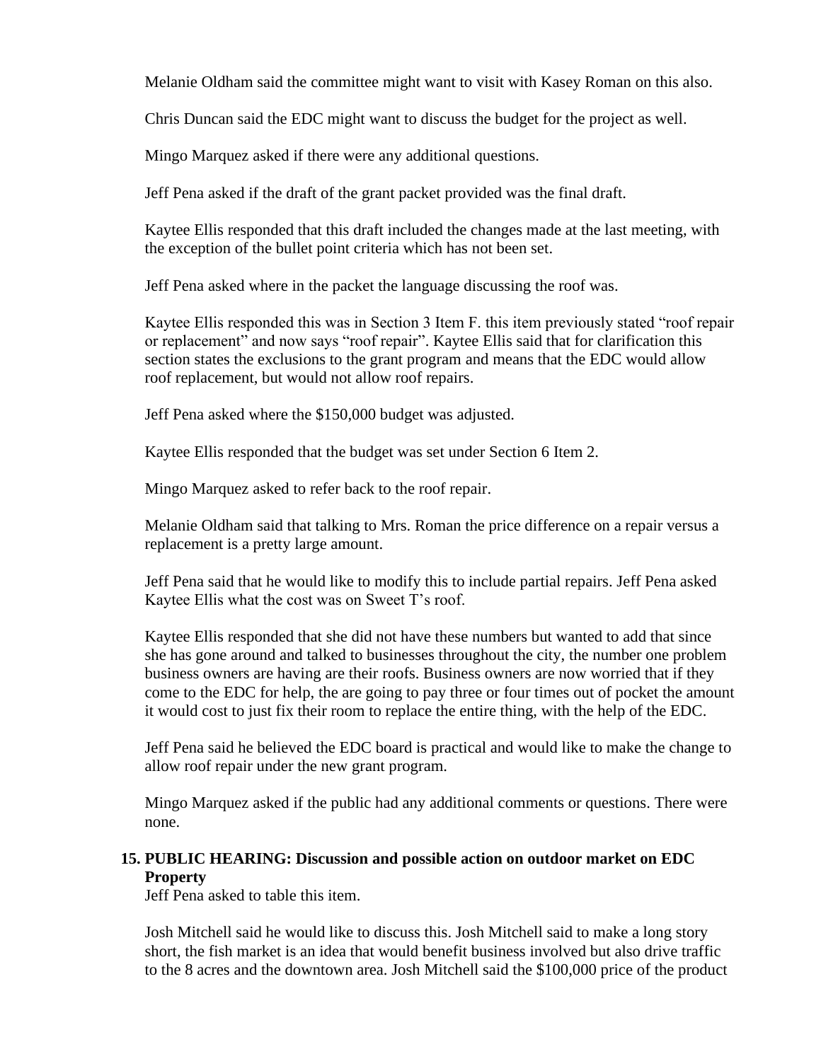Melanie Oldham said the committee might want to visit with Kasey Roman on this also.

Chris Duncan said the EDC might want to discuss the budget for the project as well.

Mingo Marquez asked if there were any additional questions.

Jeff Pena asked if the draft of the grant packet provided was the final draft.

Kaytee Ellis responded that this draft included the changes made at the last meeting, with the exception of the bullet point criteria which has not been set.

Jeff Pena asked where in the packet the language discussing the roof was.

Kaytee Ellis responded this was in Section 3 Item F. this item previously stated "roof repair or replacement" and now says "roof repair". Kaytee Ellis said that for clarification this section states the exclusions to the grant program and means that the EDC would allow roof replacement, but would not allow roof repairs.

Jeff Pena asked where the $150,000 budget was adjusted.

Kaytee Ellis responded that the budget was set under Section 6 Item 2.

Mingo Marquez asked to refer back to the roof repair.

Melanie Oldham said that talking to Mrs. Roman the price difference on a repair versus a replacement is a pretty large amount.

Jeff Pena said that he would like to modify this to include partial repairs. Jeff Pena asked Kaytee Ellis what the cost was on Sweet T's roof.

Kaytee Ellis responded that she did not have these numbers but wanted to add that since she has gone around and talked to businesses throughout the city, the number one problem business owners are having are their roofs. Business owners are now worried that if they come to the EDC for help, the are going to pay three or four times out of pocket the amount it would cost to just fix their room to replace the entire thing, with the help of the EDC.

Jeff Pena said he believed the EDC board is practical and would like to make the change to allow roof repair under the new grant program.

Mingo Marquez asked if the public had any additional comments or questions. There were none.

**15. PUBLIC HEARING: Discussion and possible action on outdoor market on EDC Property**

Jeff Pena asked to table this item.

Josh Mitchell said he would like to discuss this. Josh Mitchell said to make a long story short, the fish market is an idea that would benefit business involved but also drive traffic to the 8 acres and the downtown area. Josh Mitchell said the $100,000 price of the product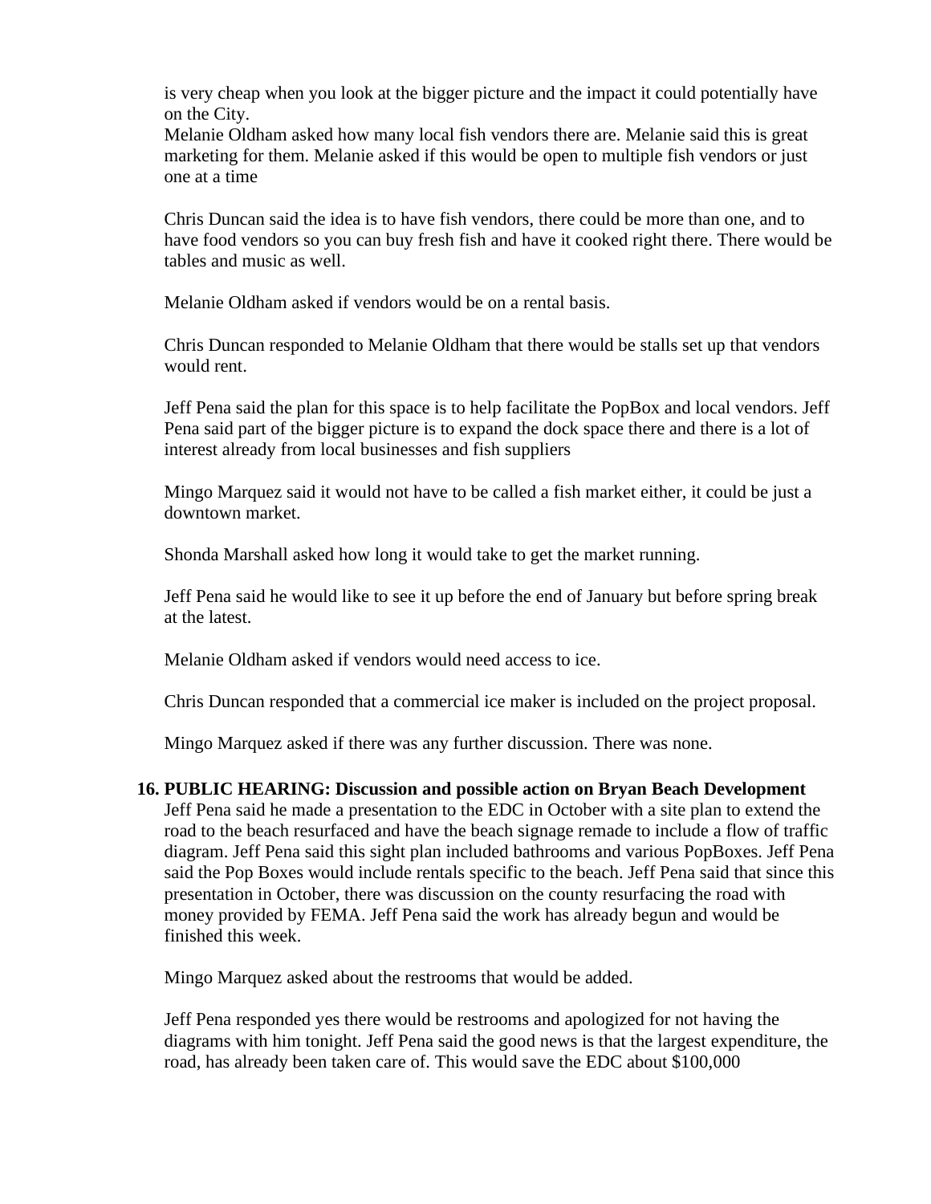is very cheap when you look at the bigger picture and the impact it could potentially have on the City.
Melanie Oldham asked how many local fish vendors there are. Melanie said this is great marketing for them. Melanie asked if this would be open to multiple fish vendors or just one at a time

Chris Duncan said the idea is to have fish vendors, there could be more than one, and to have food vendors so you can buy fresh fish and have it cooked right there. There would be tables and music as well.

Melanie Oldham asked if vendors would be on a rental basis.

Chris Duncan responded to Melanie Oldham that there would be stalls set up that vendors would rent.

Jeff Pena said the plan for this space is to help facilitate the PopBox and local vendors. Jeff Pena said part of the bigger picture is to expand the dock space there and there is a lot of interest already from local businesses and fish suppliers

Mingo Marquez said it would not have to be called a fish market either, it could be just a downtown market.

Shonda Marshall asked how long it would take to get the market running.

Jeff Pena said he would like to see it up before the end of January but before spring break at the latest.

Melanie Oldham asked if vendors would need access to ice.

Chris Duncan responded that a commercial ice maker is included on the project proposal.

Mingo Marquez asked if there was any further discussion. There was none.

**16. PUBLIC HEARING: Discussion and possible action on Bryan Beach Development**

Jeff Pena said he made a presentation to the EDC in October with a site plan to extend the road to the beach resurfaced and have the beach signage remade to include a flow of traffic diagram. Jeff Pena said this sight plan included bathrooms and various PopBoxes. Jeff Pena said the Pop Boxes would include rentals specific to the beach. Jeff Pena said that since this presentation in October, there was discussion on the county resurfacing the road with money provided by FEMA. Jeff Pena said the work has already begun and would be finished this week.

Mingo Marquez asked about the restrooms that would be added.

Jeff Pena responded yes there would be restrooms and apologized for not having the diagrams with him tonight. Jeff Pena said the good news is that the largest expenditure, the road, has already been taken care of. This would save the EDC about $100,000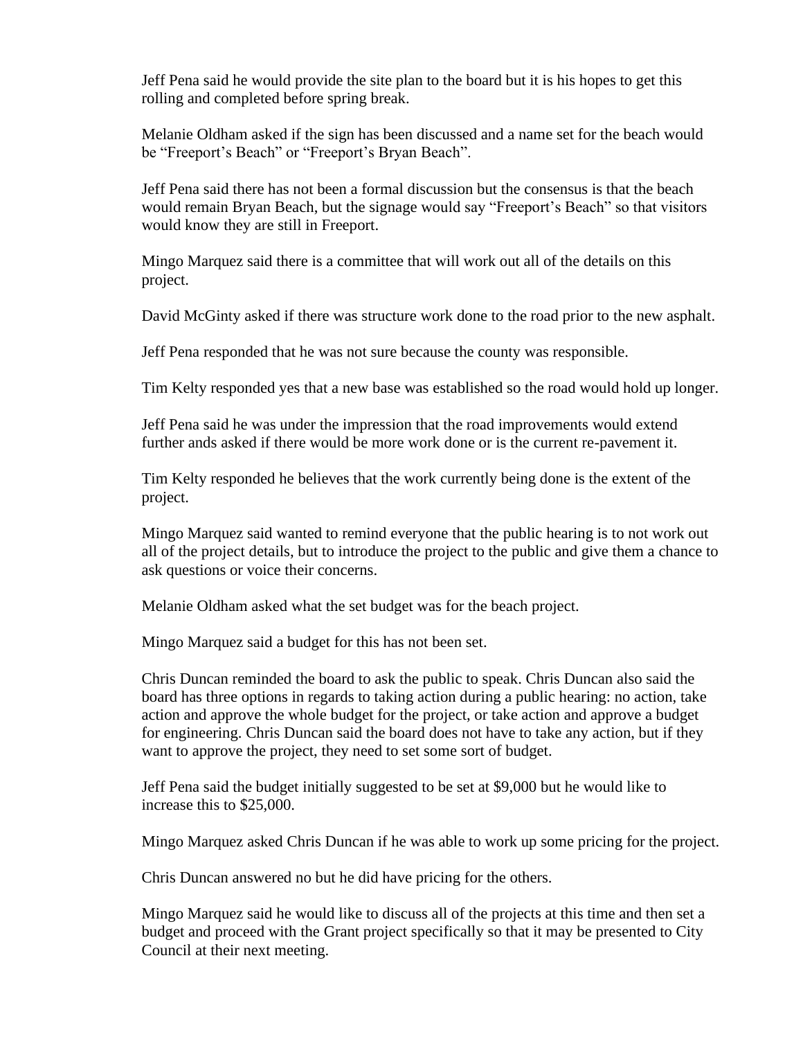Jeff Pena said he would provide the site plan to the board but it is his hopes to get this rolling and completed before spring break.

Melanie Oldham asked if the sign has been discussed and a name set for the beach would be "Freeport's Beach" or "Freeport's Bryan Beach".

Jeff Pena said there has not been a formal discussion but the consensus is that the beach would remain Bryan Beach, but the signage would say "Freeport's Beach" so that visitors would know they are still in Freeport.

Mingo Marquez said there is a committee that will work out all of the details on this project.

David McGinty asked if there was structure work done to the road prior to the new asphalt.

Jeff Pena responded that he was not sure because the county was responsible.

Tim Kelty responded yes that a new base was established so the road would hold up longer.

Jeff Pena said he was under the impression that the road improvements would extend further ands asked if there would be more work done or is the current re-pavement it.

Tim Kelty responded he believes that the work currently being done is the extent of the project.

Mingo Marquez said wanted to remind everyone that the public hearing is to not work out all of the project details, but to introduce the project to the public and give them a chance to ask questions or voice their concerns.

Melanie Oldham asked what the set budget was for the beach project.

Mingo Marquez said a budget for this has not been set.

Chris Duncan reminded the board to ask the public to speak. Chris Duncan also said the board has three options in regards to taking action during a public hearing: no action, take action and approve the whole budget for the project, or take action and approve a budget for engineering. Chris Duncan said the board does not have to take any action, but if they want to approve the project, they need to set some sort of budget.

Jeff Pena said the budget initially suggested to be set at $9,000 but he would like to increase this to $25,000.

Mingo Marquez asked Chris Duncan if he was able to work up some pricing for the project.

Chris Duncan answered no but he did have pricing for the others.

Mingo Marquez said he would like to discuss all of the projects at this time and then set a budget and proceed with the Grant project specifically so that it may be presented to City Council at their next meeting.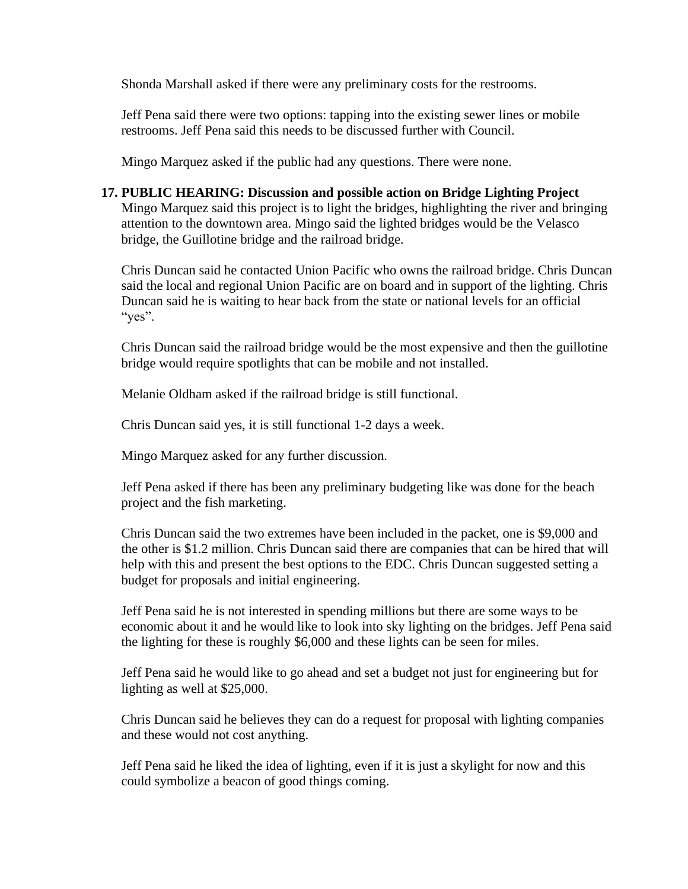Shonda Marshall asked if there were any preliminary costs for the restrooms.

Jeff Pena said there were two options: tapping into the existing sewer lines or mobile restrooms. Jeff Pena said this needs to be discussed further with Council.

Mingo Marquez asked if the public had any questions. There were none.

17. **PUBLIC HEARING: Discussion and possible action on Bridge Lighting Project**
Mingo Marquez said this project is to light the bridges, highlighting the river and bringing attention to the downtown area. Mingo said the lighted bridges would be the Velasco bridge, the Guillotine bridge and the railroad bridge.

Chris Duncan said he contacted Union Pacific who owns the railroad bridge. Chris Duncan said the local and regional Union Pacific are on board and in support of the lighting. Chris Duncan said he is waiting to hear back from the state or national levels for an official "yes".

Chris Duncan said the railroad bridge would be the most expensive and then the guillotine bridge would require spotlights that can be mobile and not installed.

Melanie Oldham asked if the railroad bridge is still functional.

Chris Duncan said yes, it is still functional 1-2 days a week.

Mingo Marquez asked for any further discussion.

Jeff Pena asked if there has been any preliminary budgeting like was done for the beach project and the fish marketing.

Chris Duncan said the two extremes have been included in the packet, one is $9,000 and the other is $1.2 million. Chris Duncan said there are companies that can be hired that will help with this and present the best options to the EDC. Chris Duncan suggested setting a budget for proposals and initial engineering.

Jeff Pena said he is not interested in spending millions but there are some ways to be economic about it and he would like to look into sky lighting on the bridges. Jeff Pena said the lighting for these is roughly $6,000 and these lights can be seen for miles.

Jeff Pena said he would like to go ahead and set a budget not just for engineering but for lighting as well at $25,000.

Chris Duncan said he believes they can do a request for proposal with lighting companies and these would not cost anything.

Jeff Pena said he liked the idea of lighting, even if it is just a skylight for now and this could symbolize a beacon of good things coming.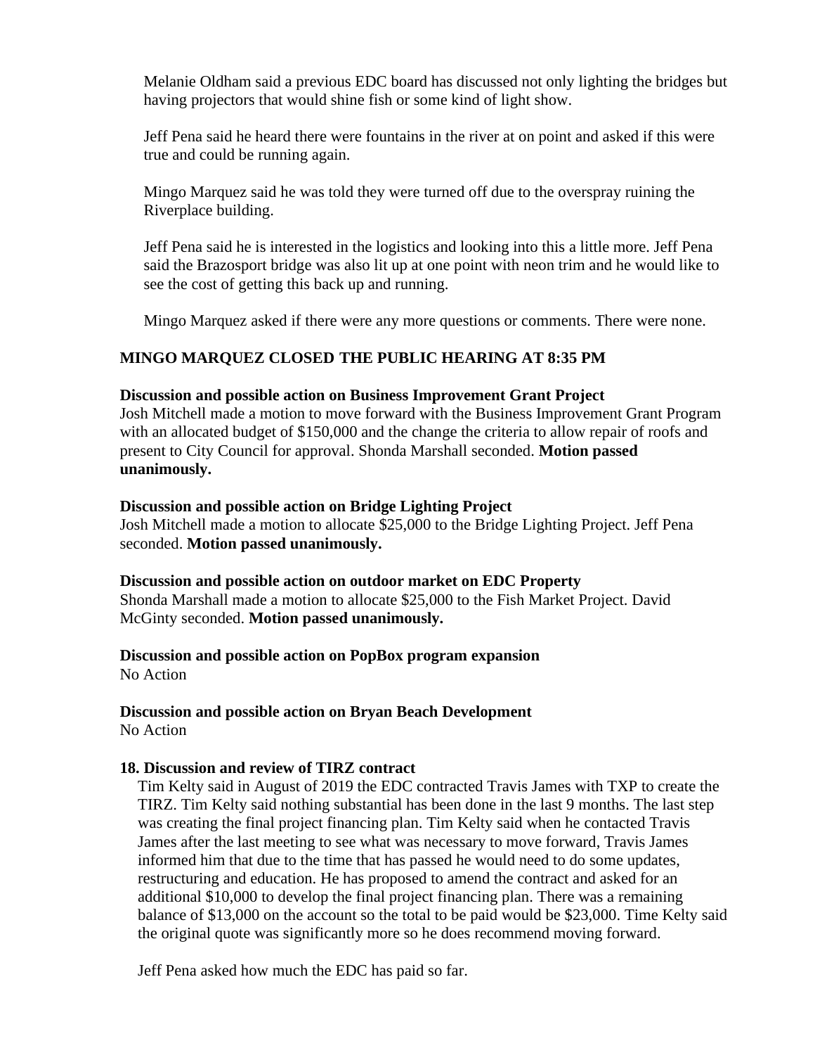Melanie Oldham said a previous EDC board has discussed not only lighting the bridges but having projectors that would shine fish or some kind of light show.

Jeff Pena said he heard there were fountains in the river at on point and asked if this were true and could be running again.

Mingo Marquez said he was told they were turned off due to the overspray ruining the Riverplace building.

Jeff Pena said he is interested in the logistics and looking into this a little more. Jeff Pena said the Brazosport bridge was also lit up at one point with neon trim and he would like to see the cost of getting this back up and running.

Mingo Marquez asked if there were any more questions or comments. There were none.

**MINGO MARQUEZ CLOSED THE PUBLIC HEARING AT 8:35 PM**

**Discussion and possible action on Business Improvement Grant Project**
Josh Mitchell made a motion to move forward with the Business Improvement Grant Program with an allocated budget of $150,000 and the change the criteria to allow repair of roofs and present to City Council for approval. Shonda Marshall seconded. **Motion passed unanimously.**

**Discussion and possible action on Bridge Lighting Project**
Josh Mitchell made a motion to allocate $25,000 to the Bridge Lighting Project. Jeff Pena seconded. **Motion passed unanimously.**

**Discussion and possible action on outdoor market on EDC Property**
Shonda Marshall made a motion to allocate $25,000 to the Fish Market Project. David McGinty seconded. **Motion passed unanimously.**

**Discussion and possible action on PopBox program expansion**
No Action

**Discussion and possible action on Bryan Beach Development**
No Action

**18. Discussion and review of TIRZ contract**

Tim Kelty said in August of 2019 the EDC contracted Travis James with TXP to create the TIRZ. Tim Kelty said nothing substantial has been done in the last 9 months. The last step was creating the final project financing plan. Tim Kelty said when he contacted Travis James after the last meeting to see what was necessary to move forward, Travis James informed him that due to the time that has passed he would need to do some updates, restructuring and education. He has proposed to amend the contract and asked for an additional $10,000 to develop the final project financing plan. There was a remaining balance of $13,000 on the account so the total to be paid would be $23,000. Time Kelty said the original quote was significantly more so he does recommend moving forward.

Jeff Pena asked how much the EDC has paid so far.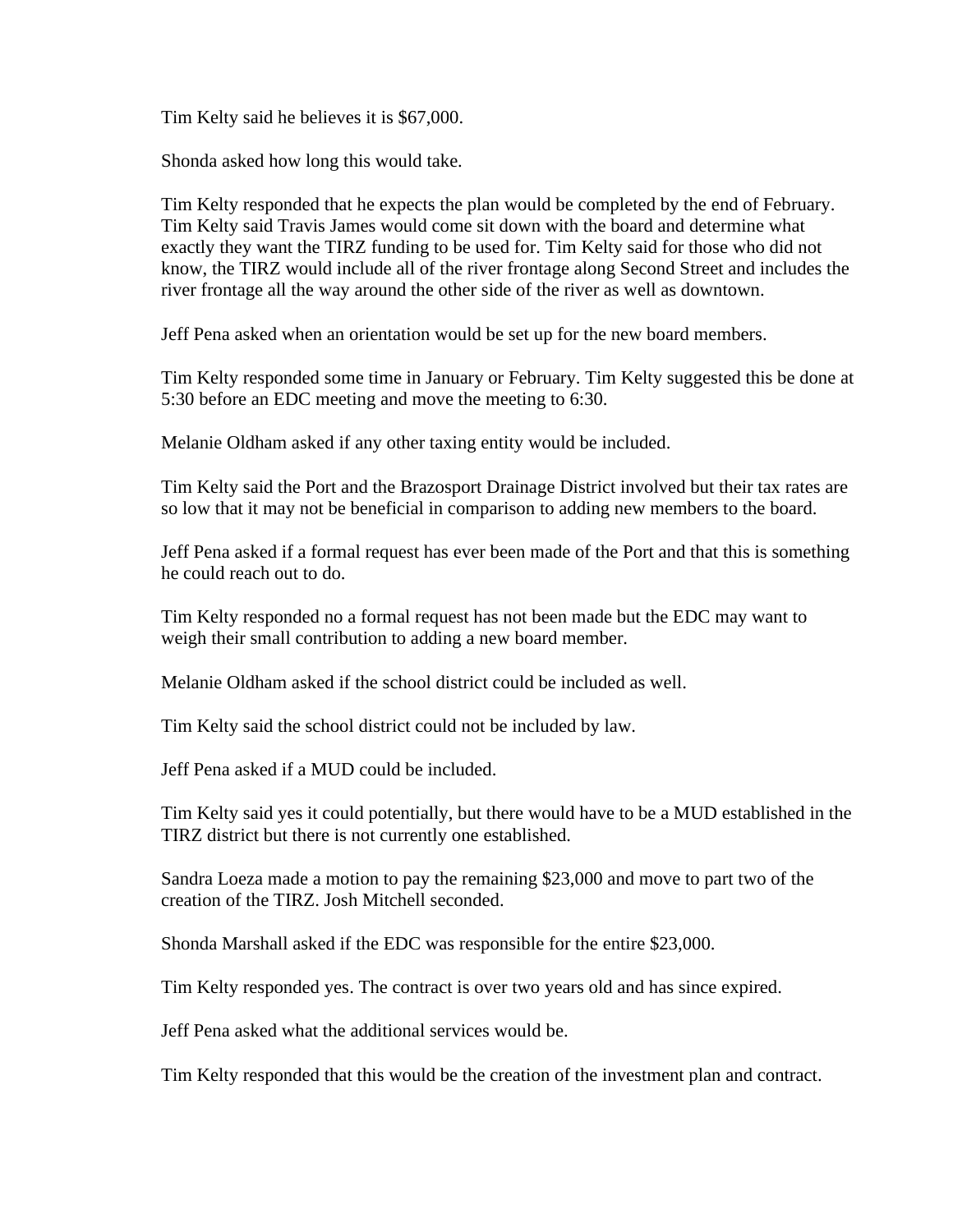Tim Kelty said he believes it is $67,000.

Shonda asked how long this would take.

Tim Kelty responded that he expects the plan would be completed by the end of February. Tim Kelty said Travis James would come sit down with the board and determine what exactly they want the TIRZ funding to be used for. Tim Kelty said for those who did not know, the TIRZ would include all of the river frontage along Second Street and includes the river frontage all the way around the other side of the river as well as downtown.

Jeff Pena asked when an orientation would be set up for the new board members.

Tim Kelty responded some time in January or February. Tim Kelty suggested this be done at 5:30 before an EDC meeting and move the meeting to 6:30.

Melanie Oldham asked if any other taxing entity would be included.

Tim Kelty said the Port and the Brazosport Drainage District involved but their tax rates are so low that it may not be beneficial in comparison to adding new members to the board.

Jeff Pena asked if a formal request has ever been made of the Port and that this is something he could reach out to do.

Tim Kelty responded no a formal request has not been made but the EDC may want to weigh their small contribution to adding a new board member.

Melanie Oldham asked if the school district could be included as well.

Tim Kelty said the school district could not be included by law.

Jeff Pena asked if a MUD could be included.

Tim Kelty said yes it could potentially, but there would have to be a MUD established in the TIRZ district but there is not currently one established.

Sandra Loeza made a motion to pay the remaining $23,000 and move to part two of the creation of the TIRZ. Josh Mitchell seconded.

Shonda Marshall asked if the EDC was responsible for the entire $23,000.

Tim Kelty responded yes. The contract is over two years old and has since expired.

Jeff Pena asked what the additional services would be.

Tim Kelty responded that this would be the creation of the investment plan and contract.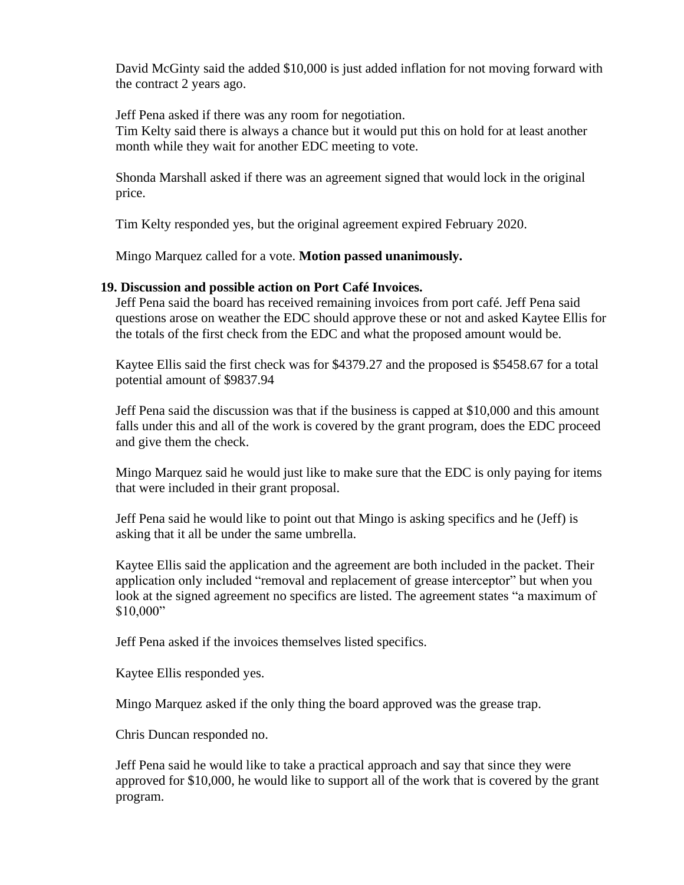David McGinty said the added $10,000 is just added inflation for not moving forward with the contract 2 years ago.

Jeff Pena asked if there was any room for negotiation.
Tim Kelty said there is always a chance but it would put this on hold for at least another month while they wait for another EDC meeting to vote.

Shonda Marshall asked if there was an agreement signed that would lock in the original price.

Tim Kelty responded yes, but the original agreement expired February 2020.

Mingo Marquez called for a vote. **Motion passed unanimously.**

**19. Discussion and possible action on Port Café Invoices.**

Jeff Pena said the board has received remaining invoices from port café. Jeff Pena said questions arose on weather the EDC should approve these or not and asked Kaytee Ellis for the totals of the first check from the EDC and what the proposed amount would be.

Kaytee Ellis said the first check was for $4379.27 and the proposed is $5458.67 for a total potential amount of $9837.94

Jeff Pena said the discussion was that if the business is capped at $10,000 and this amount falls under this and all of the work is covered by the grant program, does the EDC proceed and give them the check.

Mingo Marquez said he would just like to make sure that the EDC is only paying for items that were included in their grant proposal.

Jeff Pena said he would like to point out that Mingo is asking specifics and he (Jeff) is asking that it all be under the same umbrella.

Kaytee Ellis said the application and the agreement are both included in the packet. Their application only included "removal and replacement of grease interceptor" but when you look at the signed agreement no specifics are listed. The agreement states "a maximum of $10,000"

Jeff Pena asked if the invoices themselves listed specifics.

Kaytee Ellis responded yes.

Mingo Marquez asked if the only thing the board approved was the grease trap.

Chris Duncan responded no.

Jeff Pena said he would like to take a practical approach and say that since they were approved for $10,000, he would like to support all of the work that is covered by the grant program.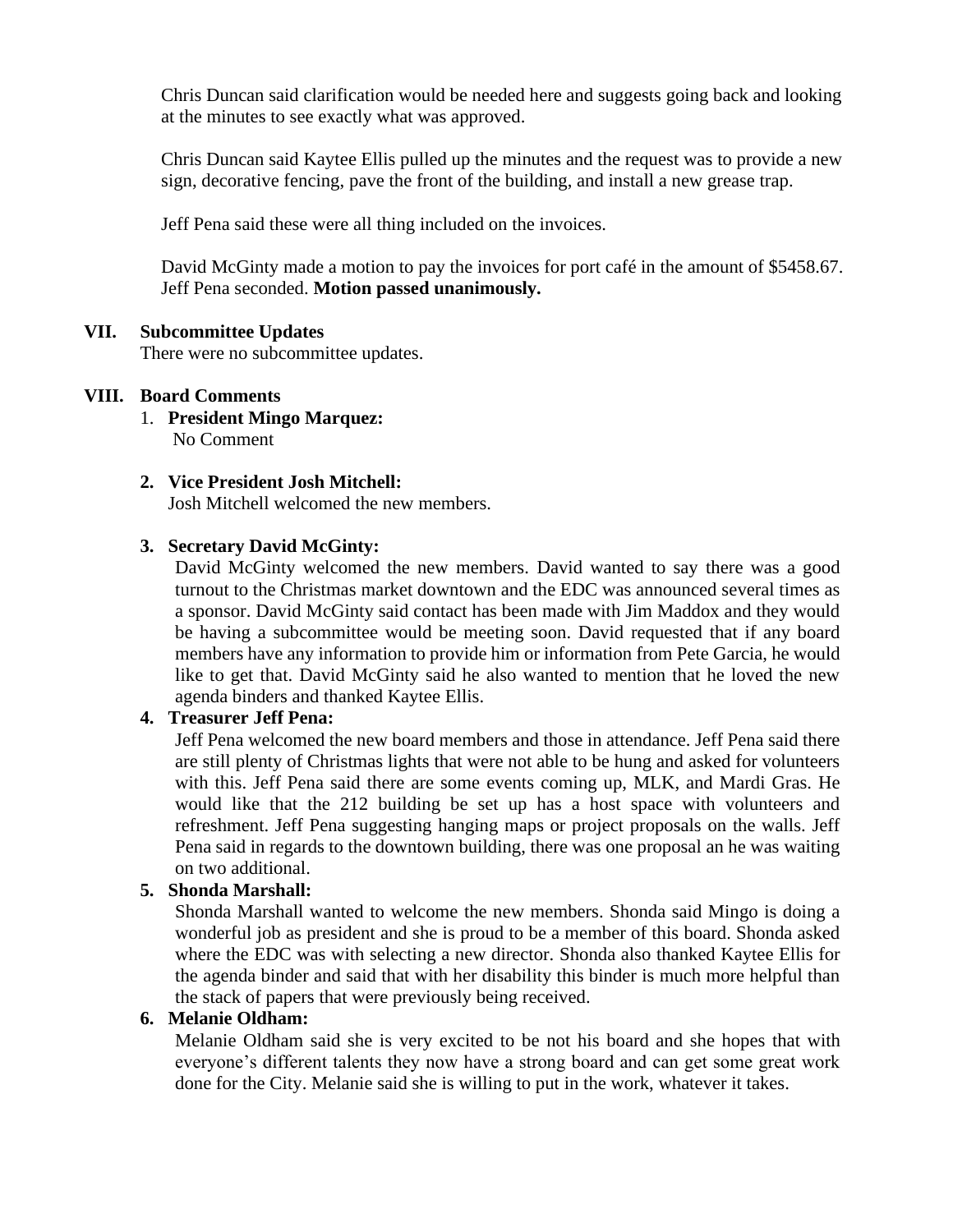Chris Duncan said clarification would be needed here and suggests going back and looking at the minutes to see exactly what was approved.

Chris Duncan said Kaytee Ellis pulled up the minutes and the request was to provide a new sign, decorative fencing, pave the front of the building, and install a new grease trap.

Jeff Pena said these were all thing included on the invoices.

David McGinty made a motion to pay the invoices for port café in the amount of $5458.67. Jeff Pena seconded. **Motion passed unanimously.**

## VII. Subcommittee Updates

There were no subcommittee updates.

## VIII. Board Comments

1. **President Mingo Marquez:**
   No Comment

2. **Vice President Josh Mitchell:**
   Josh Mitchell welcomed the new members.

3. **Secretary David McGinty:**
   David McGinty welcomed the new members. David wanted to say there was a good turnout to the Christmas market downtown and the EDC was announced several times as a sponsor. David McGinty said contact has been made with Jim Maddox and they would be having a subcommittee would be meeting soon. David requested that if any board members have any information to provide him or information from Pete Garcia, he would like to get that. David McGinty said he also wanted to mention that he loved the new agenda binders and thanked Kaytee Ellis.

4. **Treasurer Jeff Pena:**
   Jeff Pena welcomed the new board members and those in attendance. Jeff Pena said there are still plenty of Christmas lights that were not able to be hung and asked for volunteers with this. Jeff Pena said there are some events coming up, MLK, and Mardi Gras. He would like that the 212 building be set up has a host space with volunteers and refreshment. Jeff Pena suggesting hanging maps or project proposals on the walls. Jeff Pena said in regards to the downtown building, there was one proposal an he was waiting on two additional.

5. **Shonda Marshall:**
   Shonda Marshall wanted to welcome the new members. Shonda said Mingo is doing a wonderful job as president and she is proud to be a member of this board. Shonda asked where the EDC was with selecting a new director. Shonda also thanked Kaytee Ellis for the agenda binder and said that with her disability this binder is much more helpful than the stack of papers that were previously being received.

6. **Melanie Oldham:**
   Melanie Oldham said she is very excited to be not his board and she hopes that with everyone's different talents they now have a strong board and can get some great work done for the City. Melanie said she is willing to put in the work, whatever it takes.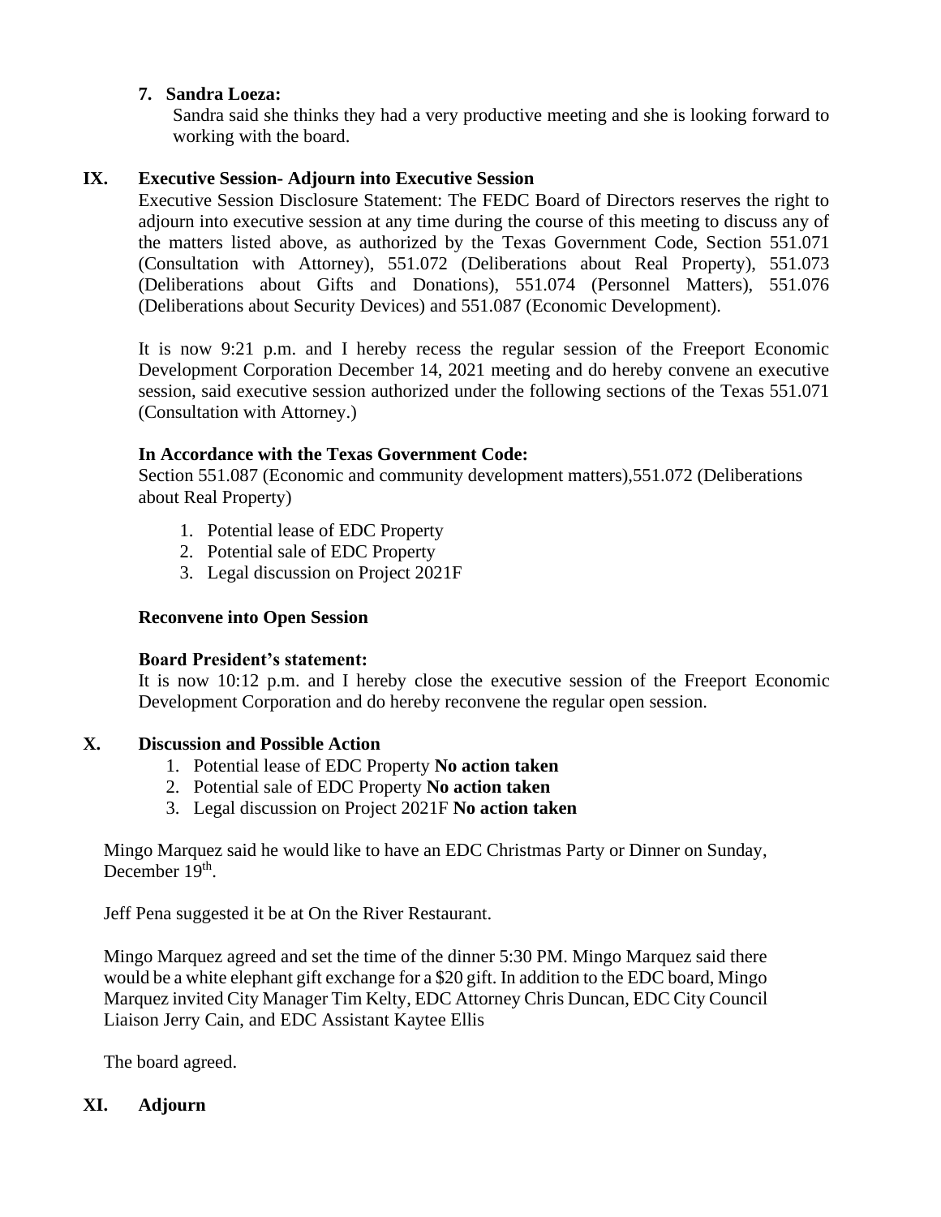**7. Sandra Loeza:**

Sandra said she thinks they had a very productive meeting and she is looking forward to working with the board.

## IX. Executive Session- Adjourn into Executive Session

Executive Session Disclosure Statement: The FEDC Board of Directors reserves the right to adjourn into executive session at any time during the course of this meeting to discuss any of the matters listed above, as authorized by the Texas Government Code, Section 551.071 (Consultation with Attorney), 551.072 (Deliberations about Real Property), 551.073 (Deliberations about Gifts and Donations), 551.074 (Personnel Matters), 551.076 (Deliberations about Security Devices) and 551.087 (Economic Development).

It is now 9:21 p.m. and I hereby recess the regular session of the Freeport Economic Development Corporation December 14, 2021 meeting and do hereby convene an executive session, said executive session authorized under the following sections of the Texas 551.071 (Consultation with Attorney.)

**In Accordance with the Texas Government Code:**

Section 551.087 (Economic and community development matters),551.072 (Deliberations about Real Property)

1. Potential lease of EDC Property
2. Potential sale of EDC Property
3. Legal discussion on Project 2021F

**Reconvene into Open Session**

**Board President's statement:**

It is now 10:12 p.m. and I hereby close the executive session of the Freeport Economic Development Corporation and do hereby reconvene the regular open session.

## X. Discussion and Possible Action

1. Potential lease of EDC Property **No action taken**
2. Potential sale of EDC Property **No action taken**
3. Legal discussion on Project 2021F **No action taken**

Mingo Marquez said he would like to have an EDC Christmas Party or Dinner on Sunday, December 19th.

Jeff Pena suggested it be at On the River Restaurant.

Mingo Marquez agreed and set the time of the dinner 5:30 PM. Mingo Marquez said there would be a white elephant gift exchange for a $20 gift. In addition to the EDC board, Mingo Marquez invited City Manager Tim Kelty, EDC Attorney Chris Duncan, EDC City Council Liaison Jerry Cain, and EDC Assistant Kaytee Ellis

The board agreed.

## XI. Adjourn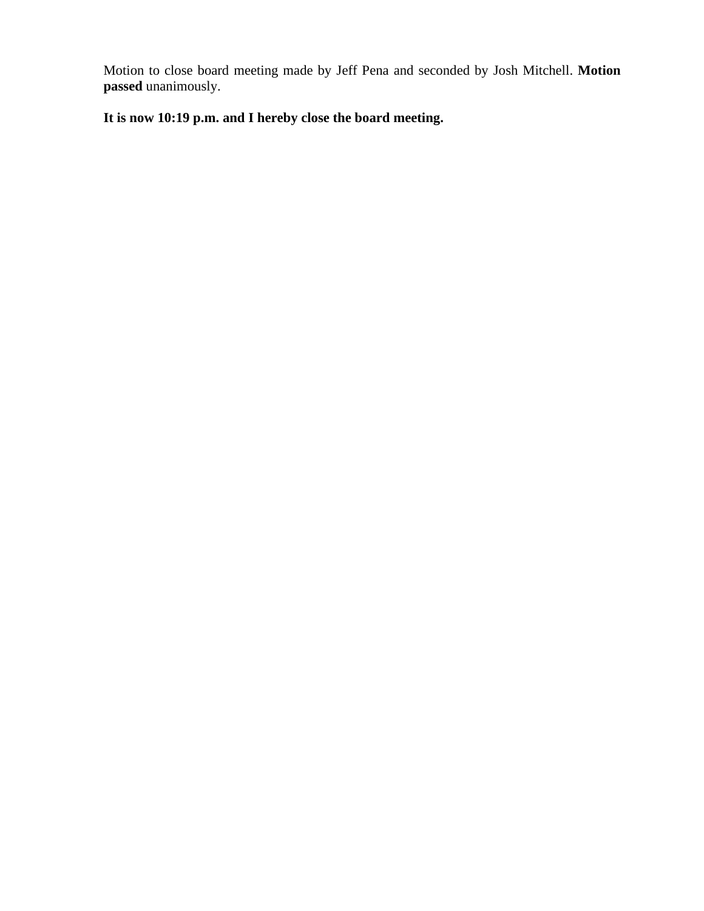Motion to close board meeting made by Jeff Pena and seconded by Josh Mitchell. **Motion passed** unanimously.

**It is now 10:19 p.m. and I hereby close the board meeting.**